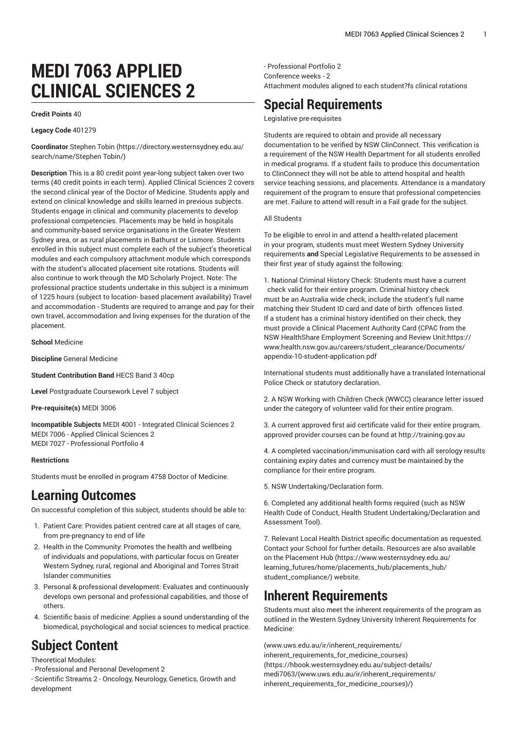# MEDI 7063 APPLIED CLINICAL SCIENCES 2

**Credit Points** 40

**Legacy Code** 401279

**Coordinator** Stephen Tobin (https://directory.westernsydney.edu.au/search/name/Stephen Tobin/)

**Description** This is a 80 credit point year-long subject taken over two terms (40 credit points in each term). Applied Clinical Sciences 2 covers the second clinical year of the Doctor of Medicine. Students apply and extend on clinical knowledge and skills learned in previous subjects. Students engage in clinical and community placements to develop professional competencies. Placements may be held in hospitals and community-based service organisations in the Greater Western Sydney area, or as rural placements in Bathurst or Lismore. Students enrolled in this subject must complete each of the subject's theoretical modules and each compulsory attachment module which corresponds with the student's allocated placement site rotations. Students will also continue to work through the MD Scholarly Project. Note: The professional practice students undertake in this subject is a minimum of 1225 hours (subject to location- based placement availability) Travel and accommodation - Students are required to arrange and pay for their own travel, accommodation and living expenses for the duration of the placement.

**School** Medicine

**Discipline** General Medicine

**Student Contribution Band** HECS Band 3 40cp

**Level** Postgraduate Coursework Level 7 subject

**Pre-requisite(s)** MEDI 3006

**Incompatible Subjects** MEDI 4001 - Integrated Clinical Sciences 2
MEDI 7006 - Applied Clinical Sciences 2
MEDI 7027 - Professional Portfolio 4

**Restrictions**

Students must be enrolled in program 4758 Doctor of Medicine.

## Learning Outcomes

On successful completion of this subject, students should be able to:

1. Patient Care: Provides patient centred care at all stages of care, from pre-pregnancy to end of life
2. Health in the Community: Promotes the health and wellbeing of individuals and populations, with particular focus on Greater Western Sydney, rural, regional and Aboriginal and Torres Strait Islander communities
3. Personal & professional development: Evaluates and continuously develops own personal and professional capabilities, and those of others.
4. Scientific basis of medicine: Applies a sound understanding of the biomedical, psychological and social sciences to medical practice.

## Subject Content

Theoretical Modules:
- Professional and Personal Development 2
- Scientific Streams 2 - Oncology, Neurology, Genetics, Growth and development
- Professional Portfolio 2
Conference weeks - 2
Attachment modules aligned to each student?fs clinical rotations

## Special Requirements

Legislative pre-requisites

Students are required to obtain and provide all necessary documentation to be verified by NSW ClinConnect. This verification is a requirement of the NSW Health Department for all students enrolled in medical programs. If a student fails to produce this documentation to ClinConnect they will not be able to attend hospital and health service teaching sessions, and placements. Attendance is a mandatory requirement of the program to ensure that professional competencies are met. Failure to attend will result in a Fail grade for the subject.

All Students

To be eligible to enrol in and attend a health-related placement in your program, students must meet Western Sydney University requirements **and** Special Legislative Requirements to be assessed in their first year of study against the following:

1. National Criminal History Check: Students must have a current check valid for their entire program. Criminal history check must be an Australia wide check, include the student's full name matching their Student ID card and date of birth offences listed. If a student has a criminal history identified on their check, they must provide a Clinical Placement Authority Card (CPAC from the NSW HealthShare Employment Screening and Review Unit:https://www.health.nsw.gov.au/careers/student_clearance/Documents/appendix-10-student-application.pdf

International students must additionally have a translated International Police Check or statutory declaration.

2. A NSW Working with Children Check (WWCC) clearance letter issued under the category of volunteer valid for their entire program.

3. A current approved first aid certificate valid for their entire program, approved provider courses can be found at http://training.gov.au

4. A completed vaccination/immunisation card with all serology results containing expiry dates and currency must be maintained by the compliance for their entire program.

5. NSW Undertaking/Declaration form.

6. Completed any additional health forms required (such as NSW Health Code of Conduct, Health Student Undertaking/Declaration and Assessment Tool).

7. Relevant Local Health District specific documentation as requested. Contact your School for further details. Resources are also available on the Placement Hub (https://www.westernsydney.edu.au/learning_futures/home/placements_hub/placements_hub/student_compliance/) website.

## Inherent Requirements

Students must also meet the inherent requirements of the program as outlined in the Western Sydney University Inherent Requirements for Medicine:

(www.uws.edu.au/ir/inherent_requirements/inherent_requirements_for_medicine_courses) (https://hbook.westernsydney.edu.au/subject-details/medi7063/(www.uws.edu.au/ir/inherent_requirements/inherent_requirements_for_medicine_courses)/)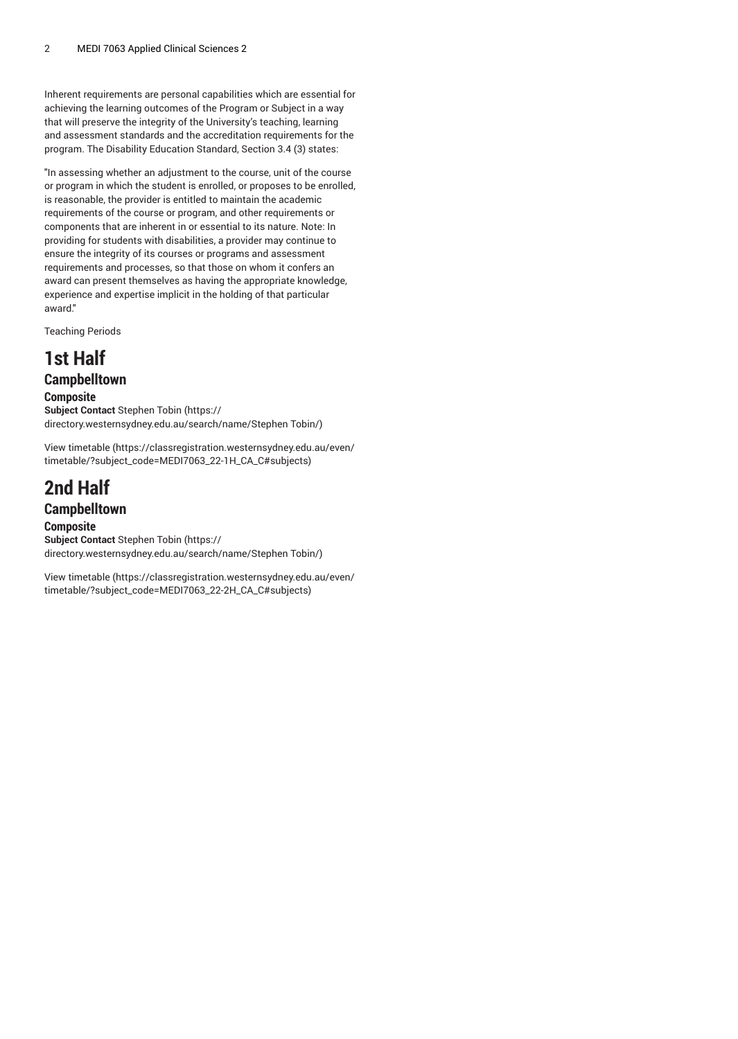Inherent requirements are personal capabilities which are essential for achieving the learning outcomes of the Program or Subject in a way that will preserve the integrity of the University's teaching, learning and assessment standards and the accreditation requirements for the program. The Disability Education Standard, Section 3.4 (3) states:

"In assessing whether an adjustment to the course, unit of the course or program in which the student is enrolled, or proposes to be enrolled, is reasonable, the provider is entitled to maintain the academic requirements of the course or program, and other requirements or components that are inherent in or essential to its nature. Note: In providing for students with disabilities, a provider may continue to ensure the integrity of its courses or programs and assessment requirements and processes, so that those on whom it confers an award can present themselves as having the appropriate knowledge, experience and expertise implicit in the holding of that particular award."

Teaching Periods

# 1st Half

## Campbelltown

### Composite

**Subject Contact** Stephen Tobin (https://directory.westernsydney.edu.au/search/name/Stephen Tobin/)

View timetable (https://classregistration.westernsydney.edu.au/even/timetable/?subject_code=MEDI7063_22-1H_CA_C#subjects)

# 2nd Half

## Campbelltown

### Composite

**Subject Contact** Stephen Tobin (https://directory.westernsydney.edu.au/search/name/Stephen Tobin/)

View timetable (https://classregistration.westernsydney.edu.au/even/timetable/?subject_code=MEDI7063_22-2H_CA_C#subjects)